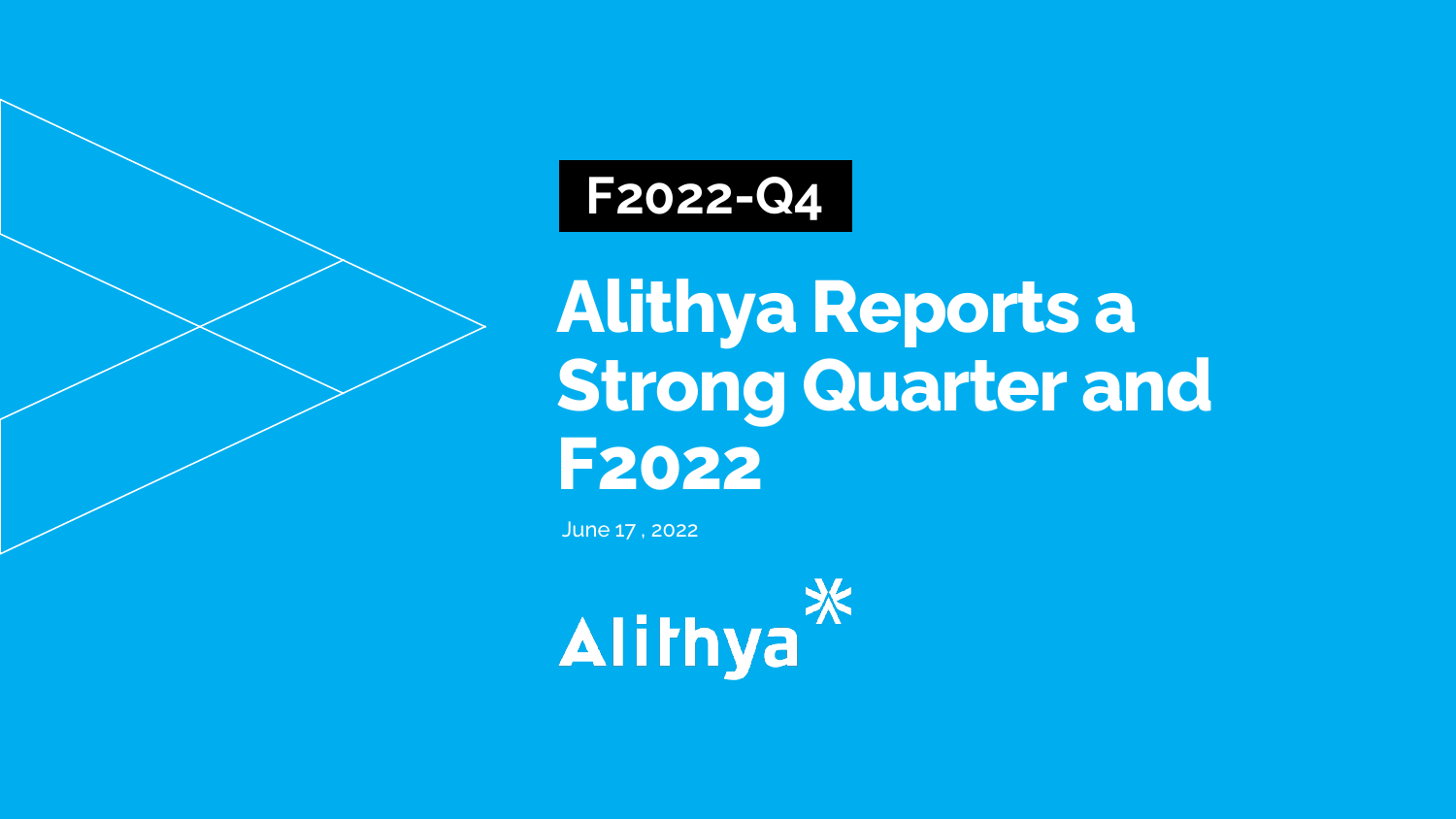F2022-Q4

# Alithya Reports a Strong Quarter and F2022

June 17 , 2022

Alithya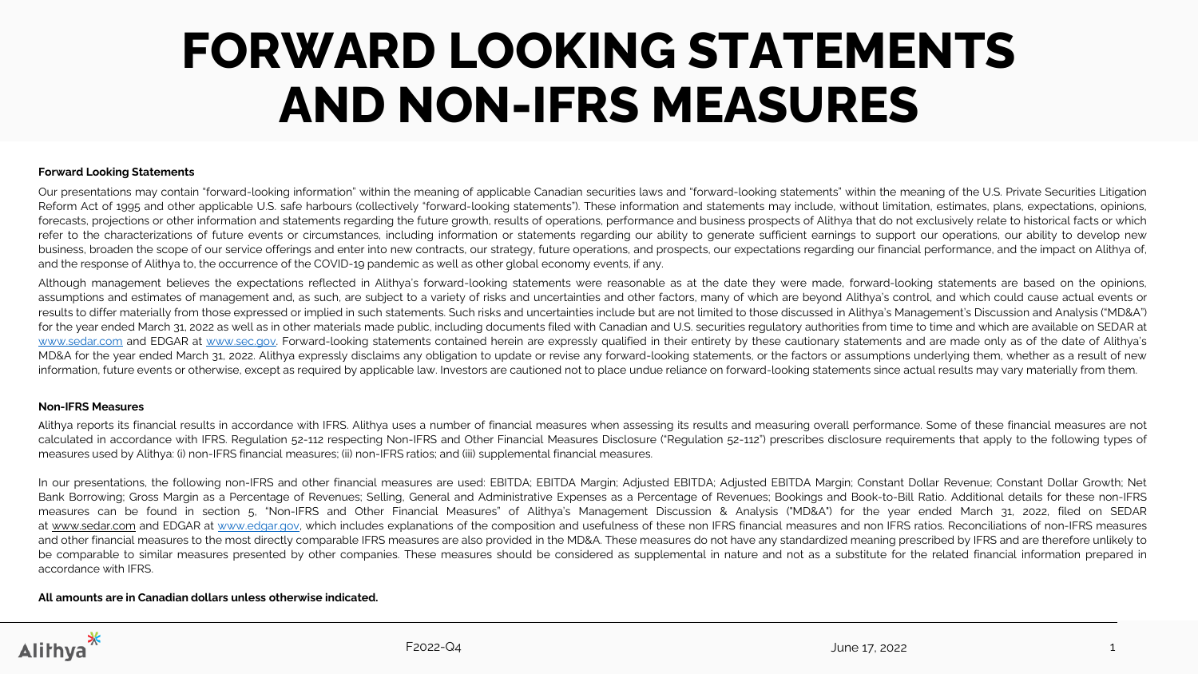# FORWARD LOOKING STATEMENTS AND NON-IFRS MEASURES

**Forward Looking Statements**

Our presentations may contain "forward-looking information" within the meaning of applicable Canadian securities laws and "forward-looking statements" within the meaning of the U.S. Private Securities Litigation Reform Act of 1995 and other applicable U.S. safe harbours (collectively "forward-looking statements"). These information and statements may include, without limitation, estimates, plans, expectations, opinions, forecasts, projections or other information and statements regarding the future growth, results of operations, performance and business prospects of Alithya that do not exclusively relate to historical facts or which refer to the characterizations of future events or circumstances, including information or statements regarding our ability to generate sufficient earnings to support our operations, our ability to develop new business, broaden the scope of our service offerings and enter into new contracts, our strategy, future operations, and prospects, our expectations regarding our financial performance, and the impact on Alithya of, and the response of Alithya to, the occurrence of the COVID-19 pandemic as well as other global economy events, if any.

Although management believes the expectations reflected in Alithya's forward-looking statements were reasonable as at the date they were made, forward-looking statements are based on the opinions, assumptions and estimates of management and, as such, are subject to a variety of risks and uncertainties and other factors, many of which are beyond Alithya's control, and which could cause actual events or results to differ materially from those expressed or implied in such statements. Such risks and uncertainties include but are not limited to those discussed in Alithya's Management's Discussion and Analysis ("MD&A") for the year ended March 31, 2022 as well as in other materials made public, including documents filed with Canadian and U.S. securities regulatory authorities from time to time and which are available on SEDAR at www.sedar.com and EDGAR at www.sec.gov. Forward-looking statements contained herein are expressly qualified in their entirety by these cautionary statements and are made only as of the date of Alithya's MD&A for the year ended March 31, 2022. Alithya expressly disclaims any obligation to update or revise any forward-looking statements, or the factors or assumptions underlying them, whether as a result of new information, future events or otherwise, except as required by applicable law. Investors are cautioned not to place undue reliance on forward-looking statements since actual results may vary materially from them.

**Non-IFRS Measures**

Alithya reports its financial results in accordance with IFRS. Alithya uses a number of financial measures when assessing its results and measuring overall performance. Some of these financial measures are not calculated in accordance with IFRS. Regulation 52-112 respecting Non-IFRS and Other Financial Measures Disclosure ("Regulation 52-112") prescribes disclosure requirements that apply to the following types of measures used by Alithya: (i) non-IFRS financial measures; (ii) non-IFRS ratios; and (iii) supplemental financial measures.

In our presentations, the following non-IFRS and other financial measures are used: EBITDA; EBITDA Margin; Adjusted EBITDA; Adjusted EBITDA Margin; Constant Dollar Revenue; Constant Dollar Growth; Net Bank Borrowing; Gross Margin as a Percentage of Revenues; Selling, General and Administrative Expenses as a Percentage of Revenues; Bookings and Book-to-Bill Ratio. Additional details for these non-IFRS measures can be found in section 5, "Non-IFRS and Other Financial Measures" of Alithya's Management Discussion & Analysis ("MD&A") for the year ended March 31, 2022, filed on SEDAR at www.sedar.com and EDGAR at www.edgar.gov, which includes explanations of the composition and usefulness of these non IFRS financial measures and non IFRS ratios. Reconciliations of non-IFRS measures and other financial measures to the most directly comparable IFRS measures are also provided in the MD&A. These measures do not have any standardized meaning prescribed by IFRS and are therefore unlikely to be comparable to similar measures presented by other companies. These measures should be considered as supplemental in nature and not as a substitute for the related financial information prepared in accordance with IFRS.

**All amounts are in Canadian dollars unless otherwise indicated.**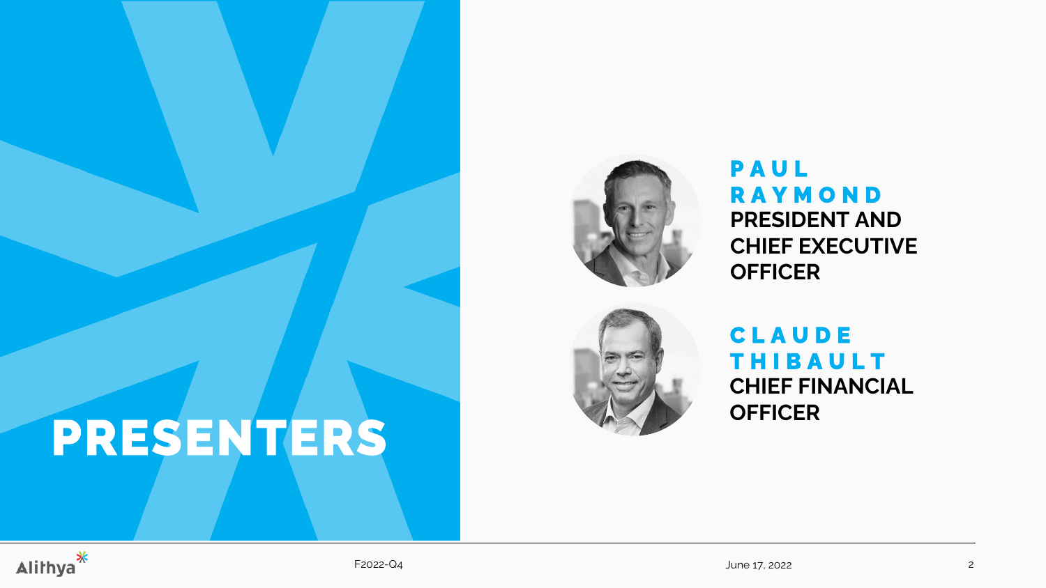# PRESENTERS

**PAUL RAYMOND**
**PRESIDENT AND CHIEF EXECUTIVE OFFICER**

**CLAUDE THIBAULT**
**CHIEF FINANCIAL OFFICER**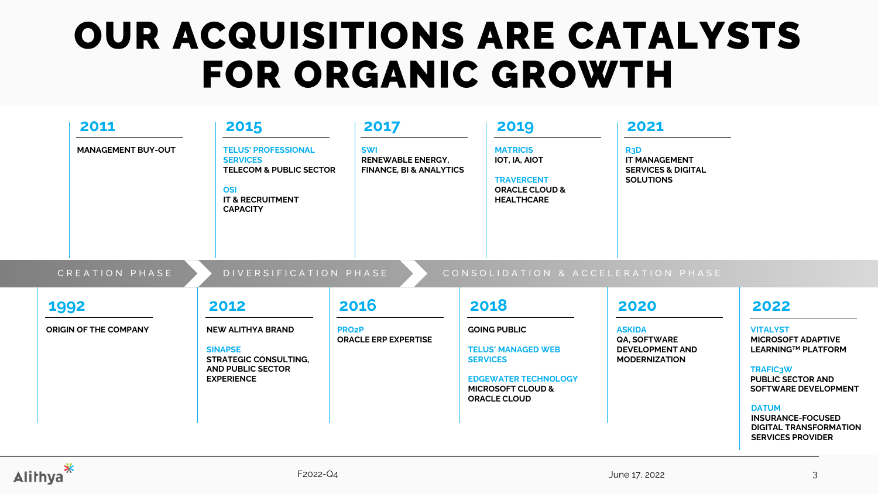# OUR ACQUISITIONS ARE CATALYSTS FOR ORGANIC GROWTH

**CREATION PHASE** → **DIVERSIFICATION PHASE** → **CONSOLIDATION & ACCELERATION PHASE**

## 1992
**ORIGIN OF THE COMPANY**

## 2011
**MANAGEMENT BUY-OUT**

## 2012
**NEW ALITHYA BRAND**

**SINAPSE**
**STRATEGIC CONSULTING, AND PUBLIC SECTOR EXPERIENCE**

## 2015
**TELUS' PROFESSIONAL SERVICES**
**TELECOM & PUBLIC SECTOR**

**OSI**
**IT & RECRUITMENT CAPACITY**

## 2016
**PRO2P**
**ORACLE ERP EXPERTISE**

## 2017
**SWI**
**RENEWABLE ENERGY, FINANCE, BI & ANALYTICS**

## 2018
**GOING PUBLIC**

**TELUS' MANAGED WEB SERVICES**

**EDGEWATER TECHNOLOGY**
**MICROSOFT CLOUD & ORACLE CLOUD**

## 2019
**MATRICIS**
**IOT, IA, AIOT**

**TRAVERCENT**
**ORACLE CLOUD & HEALTHCARE**

## 2020
**ASKIDA**
**QA, SOFTWARE DEVELOPMENT AND MODERNIZATION**

## 2021
**R3D**
**IT MANAGEMENT SERVICES & DIGITAL SOLUTIONS**

## 2022
**VITALYST**
**MICROSOFT ADAPTIVE LEARNING™ PLATFORM**

**TRAFIC3W**
**PUBLIC SECTOR AND SOFTWARE DEVELOPMENT**

**DATUM**
**INSURANCE-FOCUSED DIGITAL TRANSFORMATION SERVICES PROVIDER**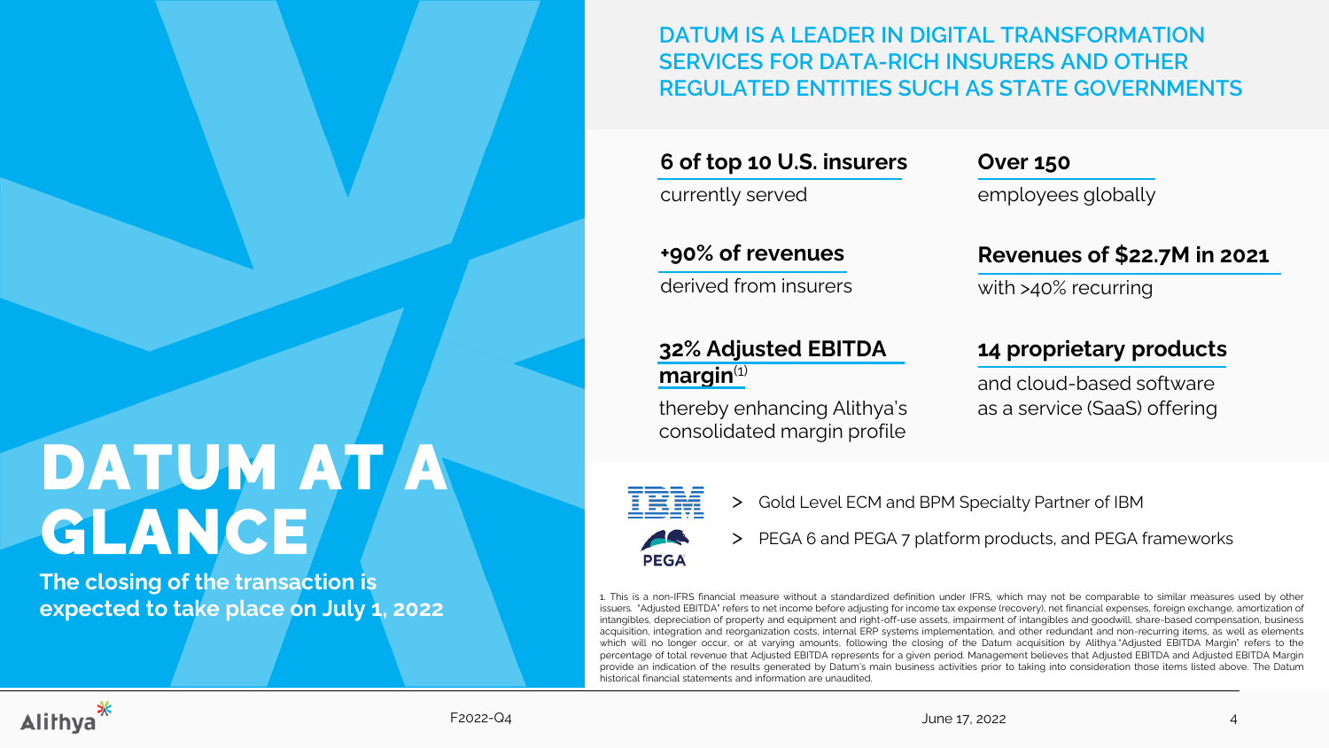# DATUM AT A GLANCE

**The closing of the transaction is expected to take place on July 1, 2022**

## DATUM IS A LEADER IN DIGITAL TRANSFORMATION SERVICES FOR DATA-RICH INSURERS AND OTHER REGULATED ENTITIES SUCH AS STATE GOVERNMENTS

**6 of top 10 U.S. insurers**
currently served

**Over 150**
employees globally

**+90% of revenues**
derived from insurers

**Revenues of $22.7M in 2021**
with >40% recurring

**32% Adjusted EBITDA margin**[1]
thereby enhancing Alithya's consolidated margin profile

**14 proprietary products**
and cloud-based software as a service (SaaS) offering

IBM
> Gold Level ECM and BPM Specialty Partner of IBM

PEGA
> PEGA 6 and PEGA 7 platform products, and PEGA frameworks

1. This is a non-IFRS financial measure without a standardized definition under IFRS, which may not be comparable to similar measures used by other issuers. "Adjusted EBITDA" refers to net income before adjusting for income tax expense (recovery), net financial expenses, foreign exchange, amortization of intangibles, depreciation of property and equipment and right-off-use assets, impairment of intangibles and goodwill, share-based compensation, business acquisition, integration and reorganization costs, internal ERP systems implementation, and other redundant and non-recurring items, as well as elements which will no longer occur, or at varying amounts, following the closing of the Datum acquisition by Alithya."Adjusted EBITDA Margin" refers to the percentage of total revenue that Adjusted EBITDA represents for a given period. Management believes that Adjusted EBITDA and Adjusted EBITDA Margin provide an indication of the results generated by Datum's main business activities prior to taking into consideration those items listed above. The Datum historical financial statements and information are unaudited.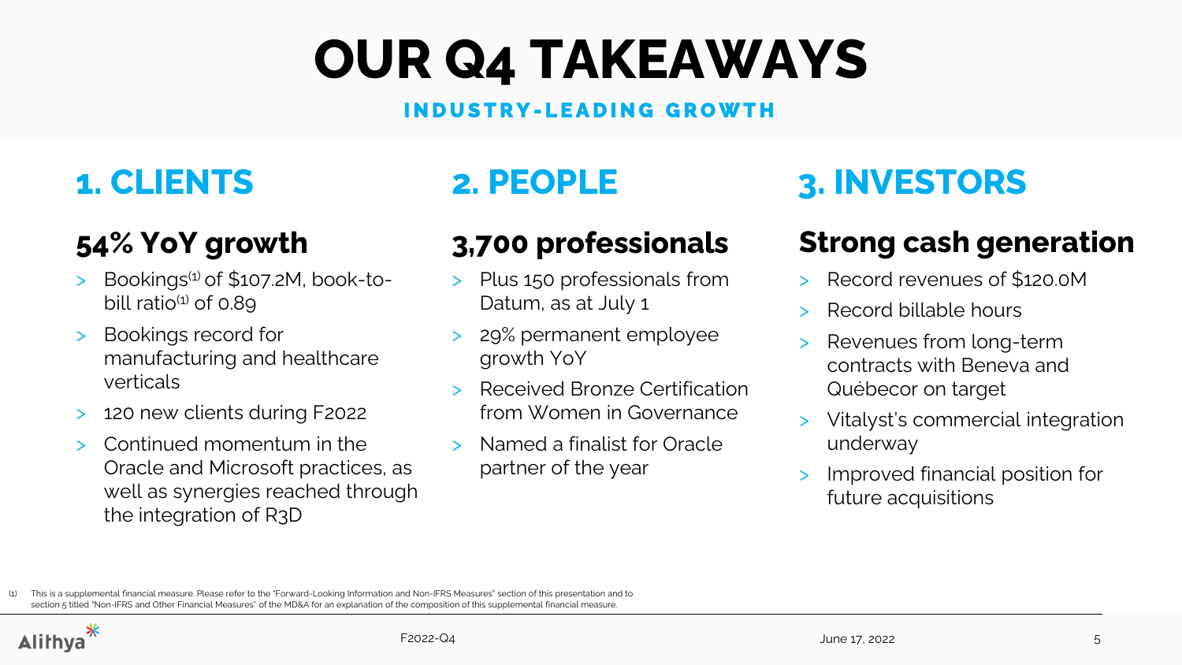# OUR Q4 TAKEAWAYS

**INDUSTRY-LEADING GROWTH**

## 1. CLIENTS

### 54% YoY growth

- Bookings[1] of $107.2M, book-to-bill ratio[1] of 0.89
- Bookings record for manufacturing and healthcare verticals
- 120 new clients during F2022
- Continued momentum in the Oracle and Microsoft practices, as well as synergies reached through the integration of R3D

## 2. PEOPLE

### 3,700 professionals

- Plus 150 professionals from Datum, as at July 1
- 29% permanent employee growth YoY
- Received Bronze Certification from Women in Governance
- Named a finalist for Oracle partner of the year

## 3. INVESTORS

### Strong cash generation

- Record revenues of $120.0M
- Record billable hours
- Revenues from long-term contracts with Beneva and Québecor on target
- Vitalyst's commercial integration underway
- Improved financial position for future acquisitions

(1) This is a supplemental financial measure. Please refer to the "Forward-Looking Information and Non-IFRS Measures" section of this presentation and to section 5 titled "Non-IFRS and Other Financial Measures" of the MD&A for an explanation of the composition of this supplemental financial measure.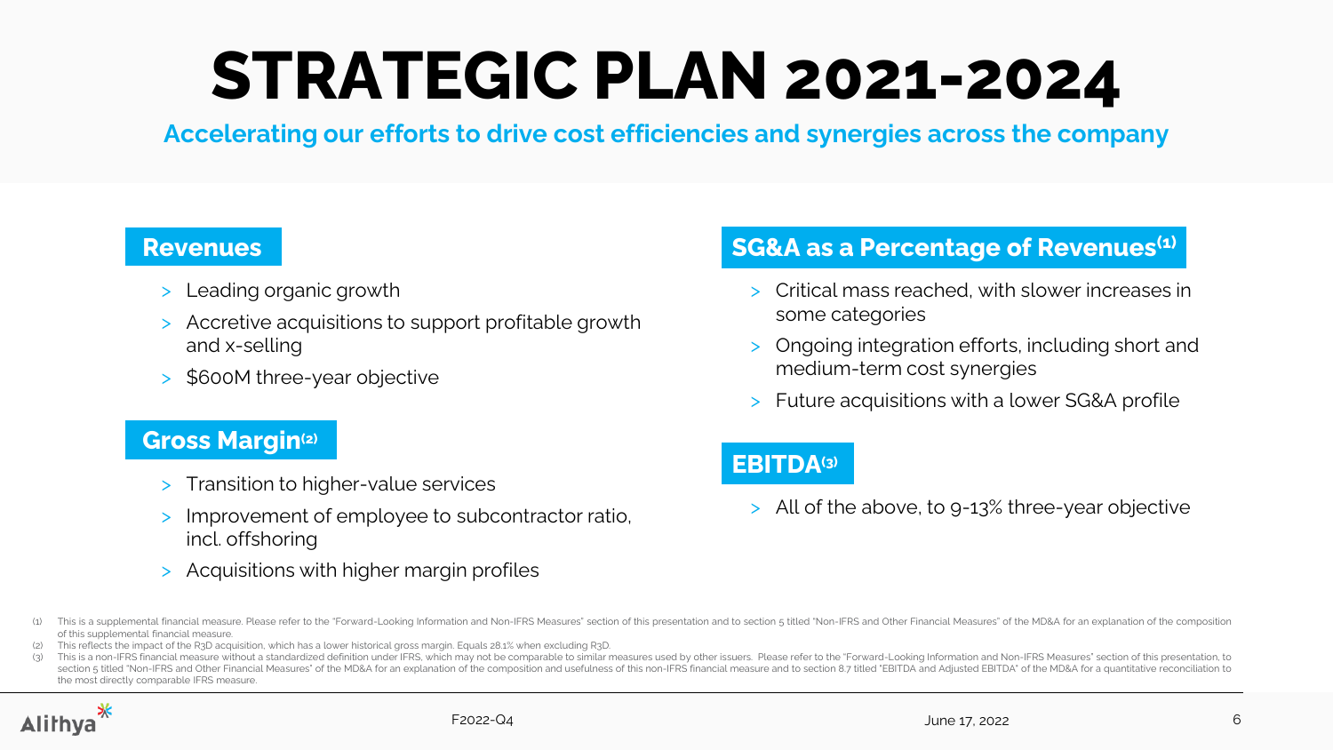# STRATEGIC PLAN 2021-2024

**Accelerating our efforts to drive cost efficiencies and synergies across the company**

## Revenues

- Leading organic growth
- Accretive acquisitions to support profitable growth and x-selling
- $600M three-year objective

## Gross Margin[2]

- Transition to higher-value services
- Improvement of employee to subcontractor ratio, incl. offshoring
- Acquisitions with higher margin profiles

## SG&A as a Percentage of Revenues[1]

- Critical mass reached, with slower increases in some categories
- Ongoing integration efforts, including short and medium-term cost synergies
- Future acquisitions with a lower SG&A profile

## EBITDA[3]

- All of the above, to 9-13% three-year objective

(1) This is a supplemental financial measure. Please refer to the "Forward-Looking Information and Non-IFRS Measures" section of this presentation and to section 5 titled "Non-IFRS and Other Financial Measures" of the MD&A for an explanation of the composition of this supplemental financial measure.

(2) This reflects the impact of the R3D acquisition, which has a lower historical gross margin. Equals 28.1% when excluding R3D.

(3) This is a non-IFRS financial measure without a standardized definition under IFRS, which may not be comparable to similar measures used by other issuers. Please refer to the "Forward-Looking Information and Non-IFRS Measures" section of this presentation, to section 5 titled "Non-IFRS and Other Financial Measures" of the MD&A for an explanation of the composition and usefulness of this non-IFRS financial measure and to section 8.7 titled "EBITDA and Adjusted EBITDA" of the MD&A for a quantitative reconciliation to the most directly comparable IFRS measure.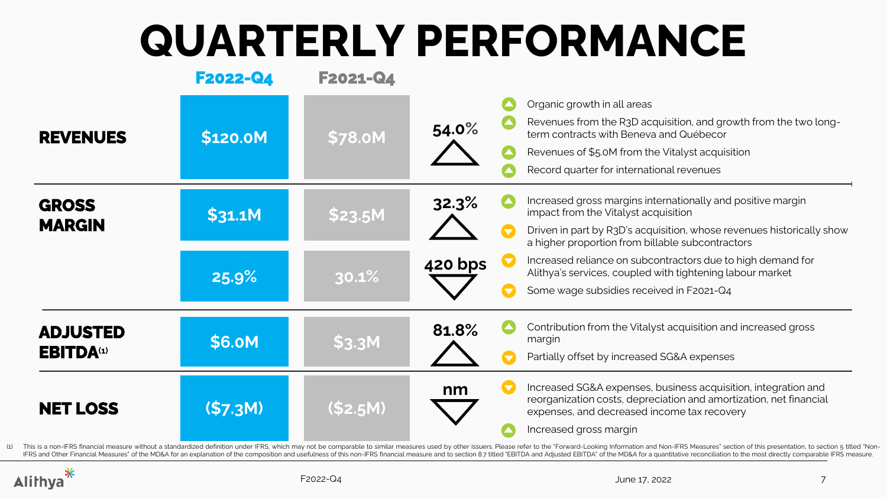# QUARTERLY PERFORMANCE

| | F2022-Q4 | F2021-Q4 | Change | Commentary |
|---|---|---|---|---|
| **REVENUES** | $120.0M | $78.0M | 54.0% ▲ | ▲ Organic growth in all areas<br>▲ Revenues from the R3D acquisition, and growth from the two long-term contracts with Beneva and Québecor<br>▲ Revenues of $5.0M from the Vitalyst acquisition<br>▲ Record quarter for international revenues |
| **GROSS MARGIN** | $31.1M | $23.5M | 32.3% ▲ | ▲ Increased gross margins internationally and positive margin impact from the Vitalyst acquisition<br>▼ Driven in part by R3D's acquisition, whose revenues historically show a higher proportion from billable subcontractors |
| | 25.9% | 30.1% | 420 bps ▼ | ▼ Increased reliance on subcontractors due to high demand for Alithya's services, coupled with tightening labour market<br>▼ Some wage subsidies received in F2021-Q4 |
| **ADJUSTED EBITDA**(1) | $6.0M | $3.3M | 81.8% ▲ | ▲ Contribution from the Vitalyst acquisition and increased gross margin<br>▼ Partially offset by increased SG&A expenses |
| **NET LOSS** | ($7.3M) | ($2.5M) | nm ▼ | ▼ Increased SG&A expenses, business acquisition, integration and reorganization costs, depreciation and amortization, net financial expenses, and decreased income tax recovery<br>▲ Increased gross margin |

(1) This is a non-IFRS financial measure without a standardized definition under IFRS, which may not be comparable to similar measures used by other issuers. Please refer to the "Forward-Looking Information and Non-IFRS Measures" section of this presentation, to section 5 titled "Non-IFRS and Other Financial Measures" of the MD&A for an explanation of the composition and usefulness of this non-IFRS financial measure and to section 8.7 titled "EBITDA and Adjusted EBITDA" of the MD&A for a quantitative reconciliation to the most directly comparable IFRS measure.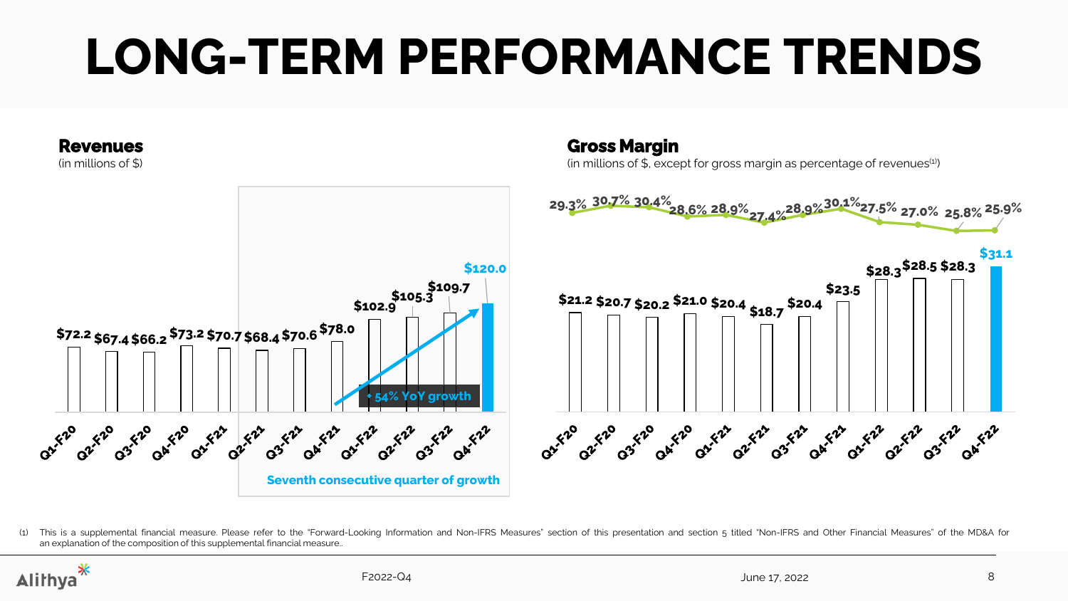# LONG-TERM PERFORMANCE TRENDS

## Revenues

(in millions of $)

| Quarter | Revenues |
|---|---|
| Q1-F20 | $72.2 |
| Q2-F20 | $67.4 |
| Q3-F20 | $66.2 |
| Q4-F20 | $73.2 |
| Q1-F21 | $70.7 |
| Q2-F21 | $68.4 |
| Q3-F21 | $70.6 |
| Q4-F21 | $78.0 |
| Q1-F22 | $102.9 |
| Q2-F22 | $105.3 |
| Q3-F22 | $109.7 |
| Q4-F22 | $120.0 |

- 54% YoY growth

**Seventh consecutive quarter of growth**

## Gross Margin

(in millions of $, except for gross margin as percentage of revenues[1])

| Quarter | Gross Margin | Gross margin as % of revenues |
|---|---|---|
| Q1-F20 | $21.2 | 29.3% |
| Q2-F20 | $20.7 | 30.7% |
| Q3-F20 | $20.2 | 30.4% |
| Q4-F20 | $21.0 | 28.6% |
| Q1-F21 | $20.4 | 28.9% |
| Q2-F21 | $18.7 | 27.4% |
| Q3-F21 | $20.4 | 28.9% |
| Q4-F21 | $23.5 | 30.1% |
| Q1-F22 | $28.3 | 27.5% |
| Q2-F22 | $28.5 | 27.0% |
| Q3-F22 | $28.3 | 25.8% |
| Q4-F22 | $31.1 | 25.9% |

(1) This is a supplemental financial measure. Please refer to the "Forward-Looking Information and Non-IFRS Measures" section of this presentation and section 5 titled "Non-IFRS and Other Financial Measures" of the MD&A for an explanation of the composition of this supplemental financial measure..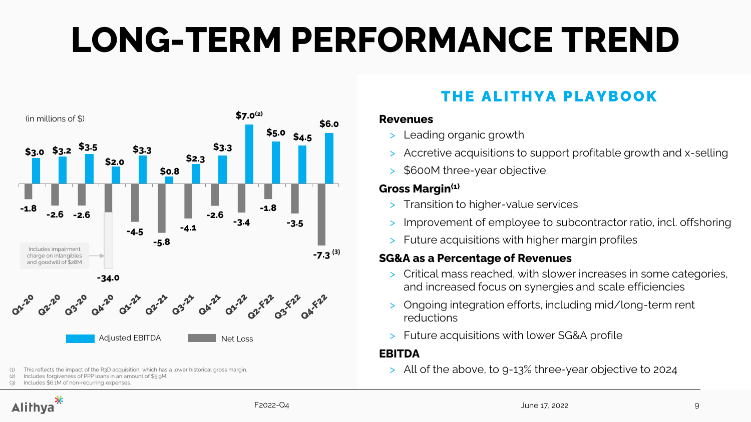# LONG-TERM PERFORMANCE TREND

(in millions of $)

| Quarter | Adjusted EBITDA | Net Loss |
| --- | --- | --- |
| Q1-20 | $3.0 | -1.8 |
| Q2-20 | $3.2 | -2.6 |
| Q3-20 | $3.5 | -2.6 |
| Q4-20 | $2.0 | -34.0 |
| Q1-21 | $3.3 | -4.5 |
| Q2-21 | $0.8 | -5.8 |
| Q3-21 | $2.3 | -4.1 |
| Q4-21 | $3.3 | -2.6 |
| Q1-22 | $7.0 (2) | -3.4 |
| Q2-F22 | $5.0 | -1.8 |
| Q3-F22 | $4.5 | -3.5 |
| Q4-F22 | $6.0 | -7.3 (3) |

Q4-20 Net Loss: Includes impairment charge on intangibles and goodwill of $28M

## THE ALITHYA PLAYBOOK

**Revenues**

- Leading organic growth
- Accretive acquisitions to support profitable growth and x-selling
- $600M three-year objective

**Gross Margin(1)**

- Transition to higher-value services
- Improvement of employee to subcontractor ratio, incl. offshoring
- Future acquisitions with higher margin profiles

**SG&A as a Percentage of Revenues**

- Critical mass reached, with slower increases in some categories, and increased focus on synergies and scale efficiencies
- Ongoing integration efforts, including mid/long-term rent reductions
- Future acquisitions with lower SG&A profile

**EBITDA**

- All of the above, to 9-13% three-year objective to 2024

(1) This reflects the impact of the R3D acquisition, which has a lower historical gross margin.
(2) Includes forgiveness of PPP loans in an amount of $5.9M.
(3) Includes $6.1M of non-recurring expenses.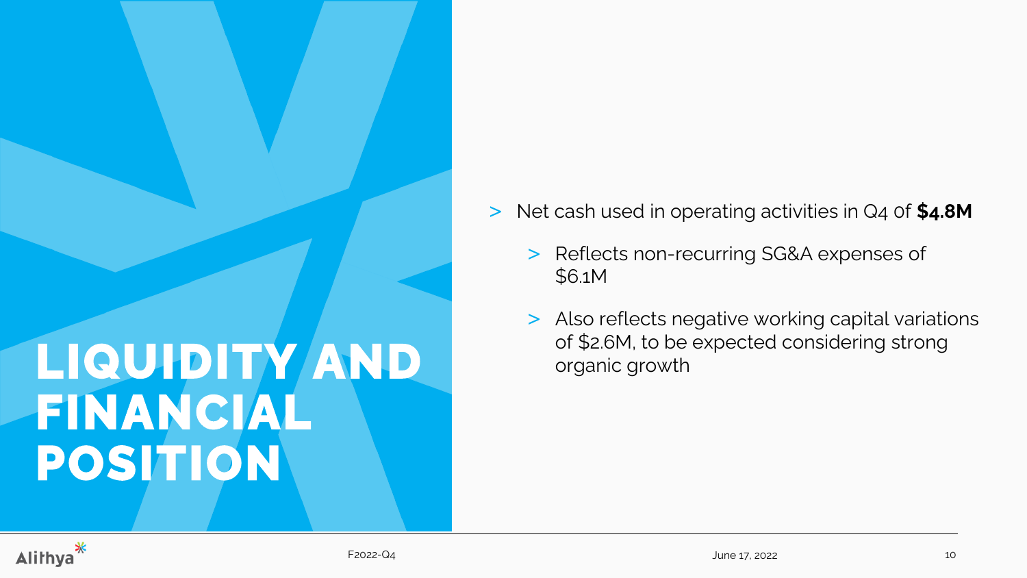# LIQUIDITY AND FINANCIAL POSITION

- Net cash used in operating activities in Q4 of **$4.8M**
  - Reflects non-recurring SG&A expenses of $6.1M
  - Also reflects negative working capital variations of $2.6M, to be expected considering strong organic growth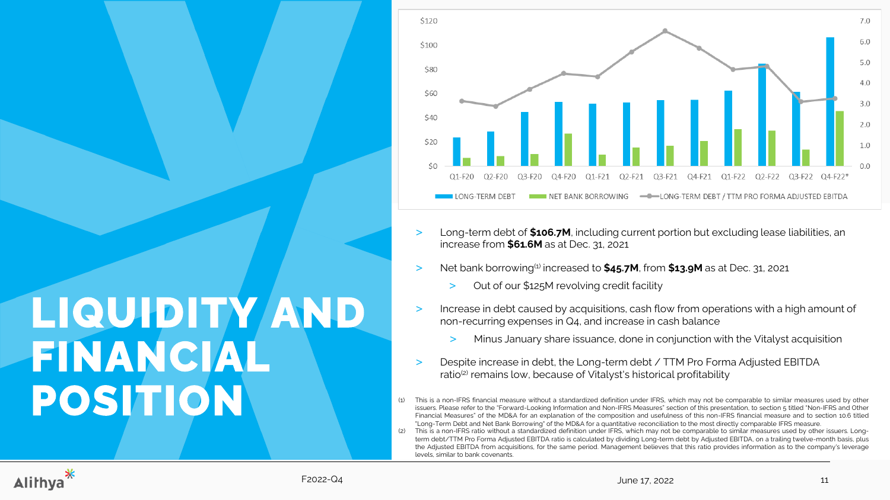# LIQUIDITY AND FINANCIAL POSITION

- Long-term debt of **$106.7M**, including current portion but excluding lease liabilities, an increase from **$61.6M** as at Dec. 31, 2021
- Net bank borrowing[1] increased to **$45.7M**, from **$13.9M** as at Dec. 31, 2021
  - Out of our $125M revolving credit facility
- Increase in debt caused by acquisitions, cash flow from operations with a high amount of non-recurring expenses in Q4, and increase in cash balance
  - Minus January share issuance, done in conjunction with the Vitalyst acquisition
- Despite increase in debt, the Long-term debt / TTM Pro Forma Adjusted EBITDA ratio[2] remains low, because of Vitalyst's historical profitability

(1) This is a non-IFRS financial measure without a standardized definition under IFRS, which may not be comparable to similar measures used by other issuers. Please refer to the "Forward-Looking Information and Non-IFRS Measures" section of this presentation, to section 5 titled "Non-IFRS and Other Financial Measures" of the MD&A for an explanation of the composition and usefulness of this non-IFRS financial measure and to section 10.6 titled "Long-Term Debt and Net Bank Borrowing" of the MD&A for a quantitative reconciliation to the most directly comparable IFRS measure.

(2) This is a non-IFRS ratio without a standardized definition under IFRS, which may not be comparable to similar measures used by other issuers. Long-term debt/TTM Pro Forma Adjusted EBITDA ratio is calculated by dividing Long-term debt by Adjusted EBITDA, on a trailing twelve-month basis, plus the Adjusted EBITDA from acquisitions, for the same period. Management believes that this ratio provides information as to the company's leverage levels, similar to bank covenants.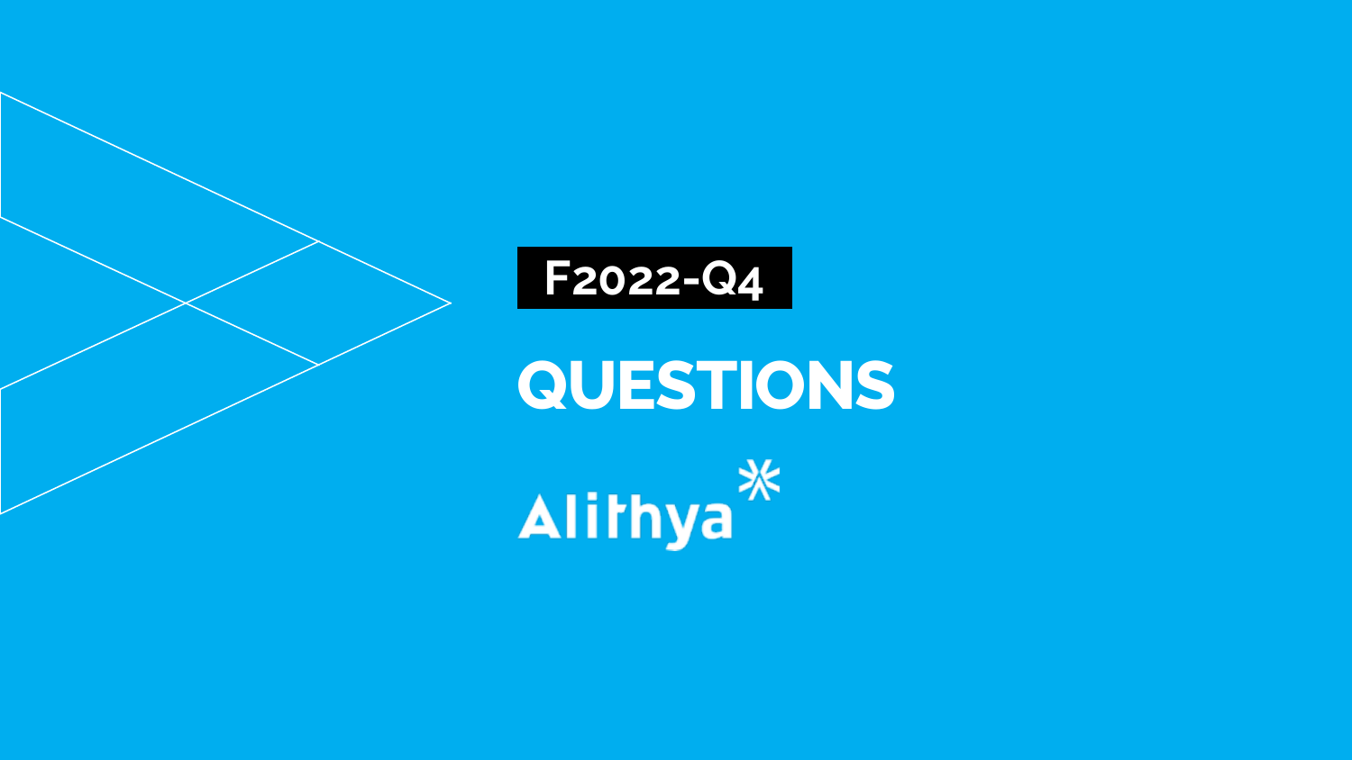F2022-Q4

# QUESTIONS

Alithya